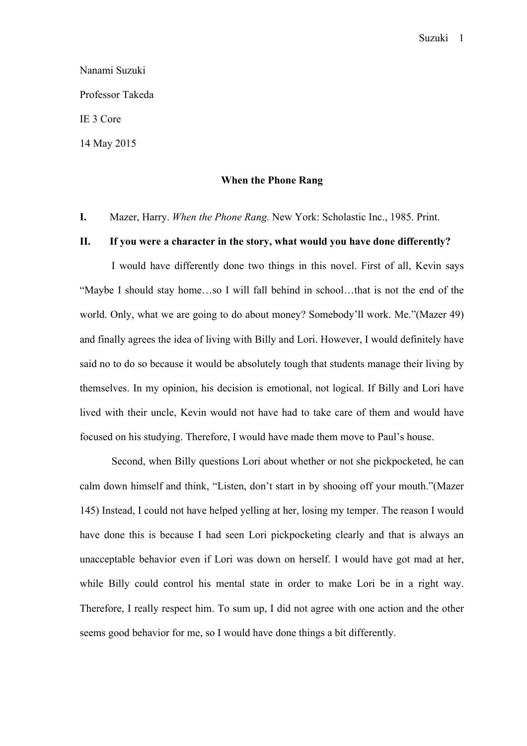Nanami Suzuki

Professor Takeda

IE 3 Core

14 May 2015

# When the Phone Rang

**I.** Mazer, Harry. *When the Phone Rang.* New York: Scholastic Inc., 1985. Print.

**II. If you were a character in the story, what would you have done differently?**

I would have differently done two things in this novel. First of all, Kevin says "Maybe I should stay home…so I will fall behind in school…that is not the end of the world. Only, what we are going to do about money? Somebody'll work. Me."(Mazer 49) and finally agrees the idea of living with Billy and Lori. However, I would definitely have said no to do so because it would be absolutely tough that students manage their living by themselves. In my opinion, his decision is emotional, not logical. If Billy and Lori have lived with their uncle, Kevin would not have had to take care of them and would have focused on his studying. Therefore, I would have made them move to Paul's house.

Second, when Billy questions Lori about whether or not she pickpocketed, he can calm down himself and think, "Listen, don't start in by shooing off your mouth."(Mazer 145) Instead, I could not have helped yelling at her, losing my temper. The reason I would have done this is because I had seen Lori pickpocketing clearly and that is always an unacceptable behavior even if Lori was down on herself. I would have got mad at her, while Billy could control his mental state in order to make Lori be in a right way. Therefore, I really respect him. To sum up, I did not agree with one action and the other seems good behavior for me, so I would have done things a bit differently.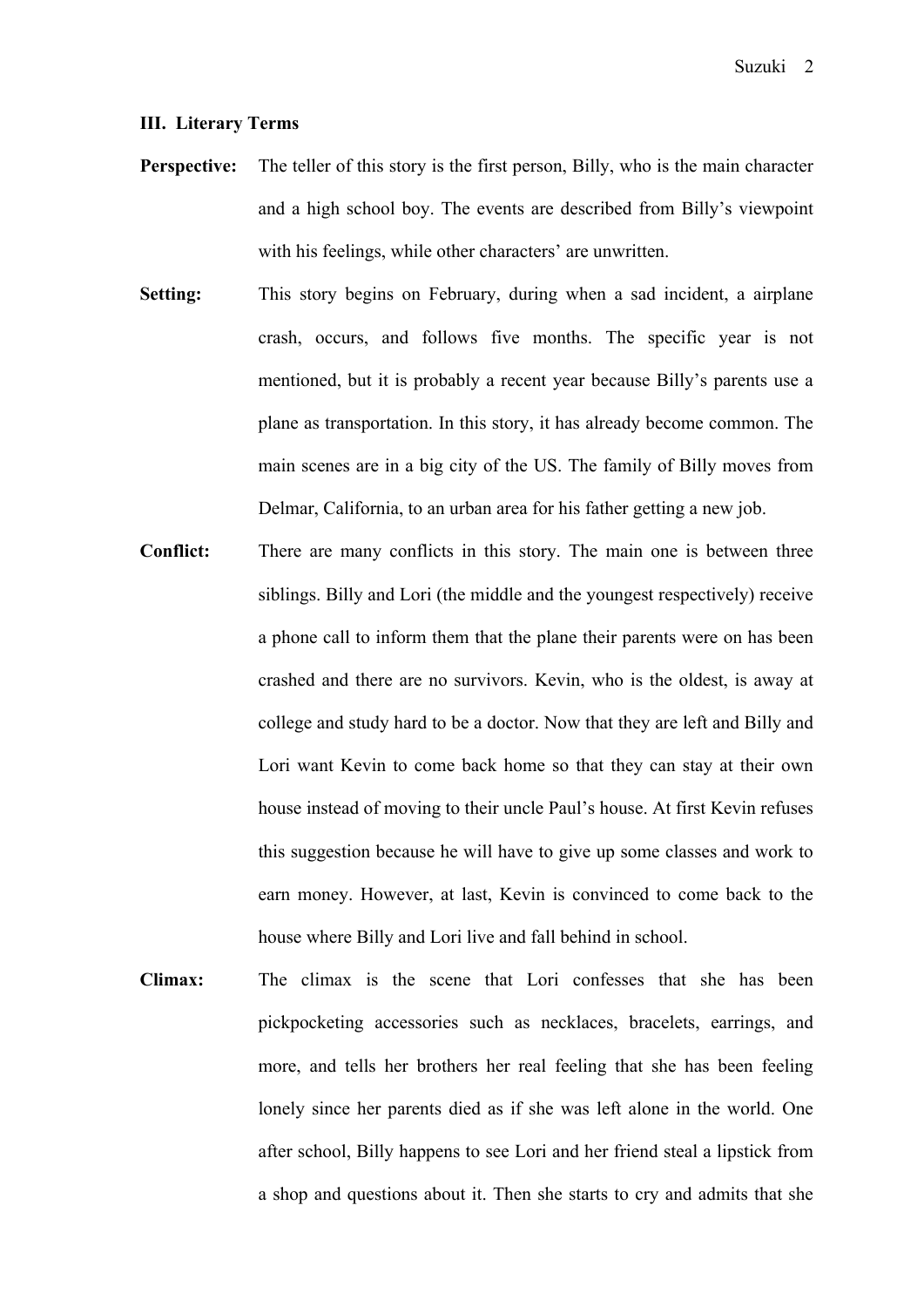### III. Literary Terms

**Perspective:** The teller of this story is the first person, Billy, who is the main character and a high school boy. The events are described from Billy's viewpoint with his feelings, while other characters' are unwritten.

**Setting:** This story begins on February, during when a sad incident, a airplane crash, occurs, and follows five months. The specific year is not mentioned, but it is probably a recent year because Billy's parents use a plane as transportation. In this story, it has already become common. The main scenes are in a big city of the US. The family of Billy moves from Delmar, California, to an urban area for his father getting a new job.

**Conflict:** There are many conflicts in this story. The main one is between three siblings. Billy and Lori (the middle and the youngest respectively) receive a phone call to inform them that the plane their parents were on has been crashed and there are no survivors. Kevin, who is the oldest, is away at college and study hard to be a doctor. Now that they are left and Billy and Lori want Kevin to come back home so that they can stay at their own house instead of moving to their uncle Paul's house. At first Kevin refuses this suggestion because he will have to give up some classes and work to earn money. However, at last, Kevin is convinced to come back to the house where Billy and Lori live and fall behind in school.

**Climax:** The climax is the scene that Lori confesses that she has been pickpocketing accessories such as necklaces, bracelets, earrings, and more, and tells her brothers her real feeling that she has been feeling lonely since her parents died as if she was left alone in the world. One after school, Billy happens to see Lori and her friend steal a lipstick from a shop and questions about it. Then she starts to cry and admits that she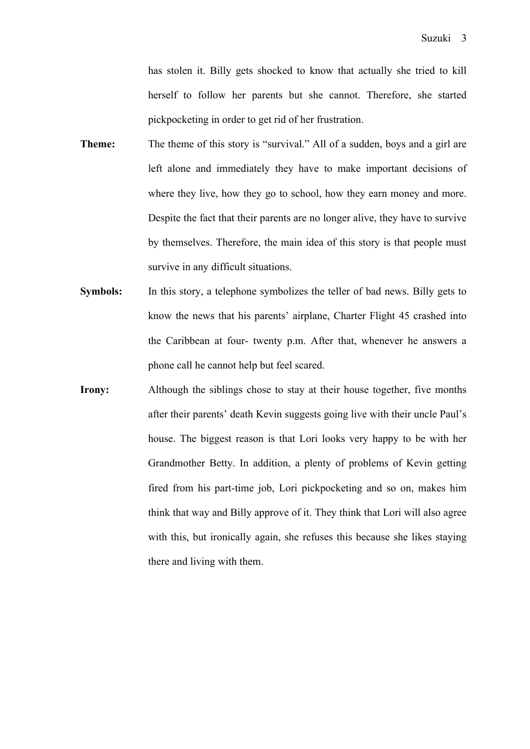has stolen it. Billy gets shocked to know that actually she tried to kill herself to follow her parents but she cannot. Therefore, she started pickpocketing in order to get rid of her frustration.

**Theme:** The theme of this story is "survival." All of a sudden, boys and a girl are left alone and immediately they have to make important decisions of where they live, how they go to school, how they earn money and more. Despite the fact that their parents are no longer alive, they have to survive by themselves. Therefore, the main idea of this story is that people must survive in any difficult situations.

**Symbols:** In this story, a telephone symbolizes the teller of bad news. Billy gets to know the news that his parents' airplane, Charter Flight 45 crashed into the Caribbean at four- twenty p.m. After that, whenever he answers a phone call he cannot help but feel scared.

**Irony:** Although the siblings chose to stay at their house together, five months after their parents' death Kevin suggests going live with their uncle Paul's house. The biggest reason is that Lori looks very happy to be with her Grandmother Betty. In addition, a plenty of problems of Kevin getting fired from his part-time job, Lori pickpocketing and so on, makes him think that way and Billy approve of it. They think that Lori will also agree with this, but ironically again, she refuses this because she likes staying there and living with them.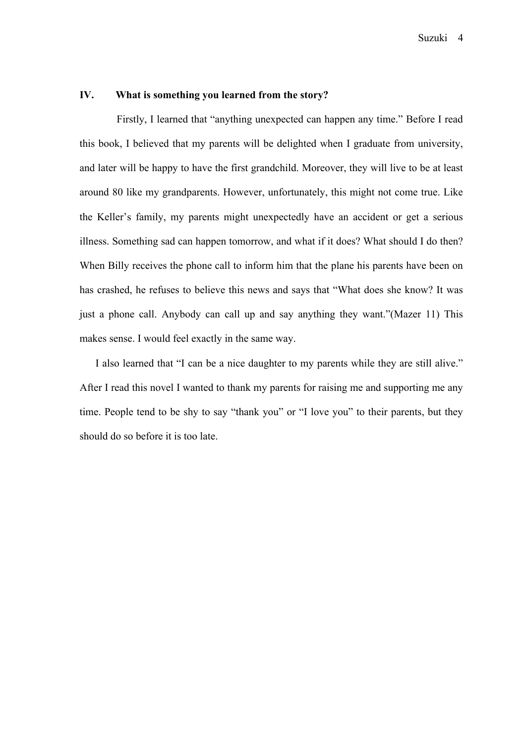**IV. What is something you learned from the story?**

Firstly, I learned that “anything unexpected can happen any time.” Before I read this book, I believed that my parents will be delighted when I graduate from university, and later will be happy to have the first grandchild. Moreover, they will live to be at least around 80 like my grandparents. However, unfortunately, this might not come true. Like the Keller’s family, my parents might unexpectedly have an accident or get a serious illness. Something sad can happen tomorrow, and what if it does? What should I do then? When Billy receives the phone call to inform him that the plane his parents have been on has crashed, he refuses to believe this news and says that “What does she know? It was just a phone call. Anybody can call up and say anything they want.”(Mazer 11) This makes sense. I would feel exactly in the same way.

I also learned that “I can be a nice daughter to my parents while they are still alive.” After I read this novel I wanted to thank my parents for raising me and supporting me any time. People tend to be shy to say “thank you” or “I love you” to their parents, but they should do so before it is too late.